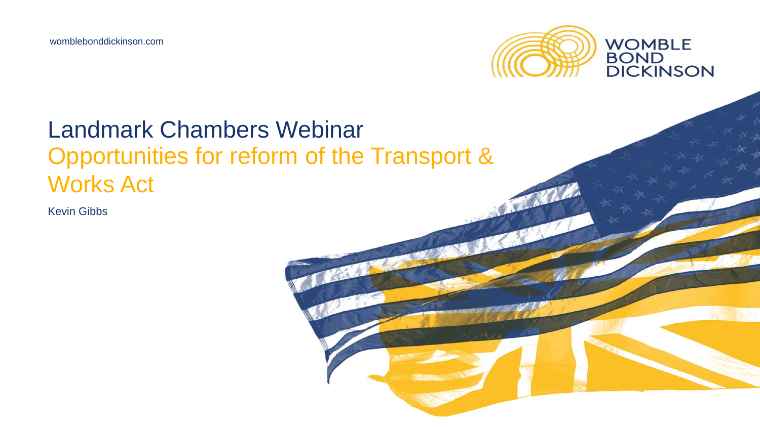wombleBonddickinson.com

WOMBLE BOND DICKINSON

# Landmark Chambers Webinar

## Opportunities for reform of the Transport & Works Act

Kevin Gibbs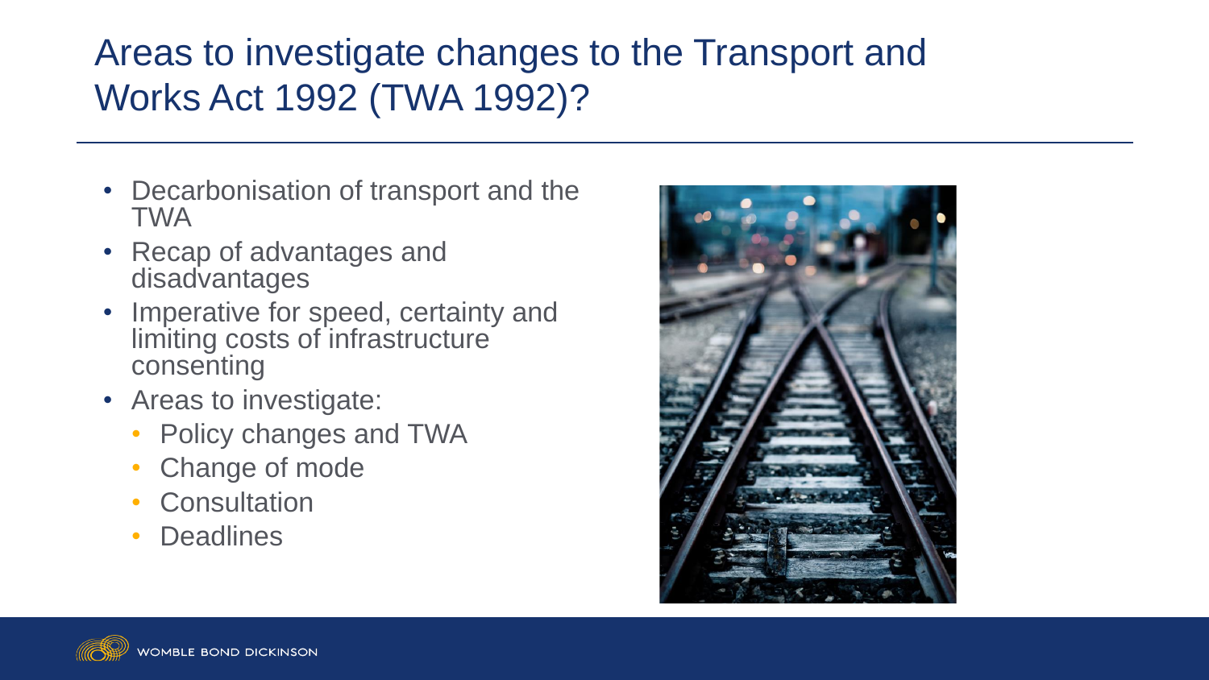# Areas to investigate changes to the Transport and Works Act 1992 (TWA 1992)?

- Decarbonisation of transport and the TWA
- Recap of advantages and disadvantages
- Imperative for speed, certainty and limiting costs of infrastructure consenting
- Areas to investigate:
  - Policy changes and TWA
  - Change of mode
  - Consultation
  - Deadlines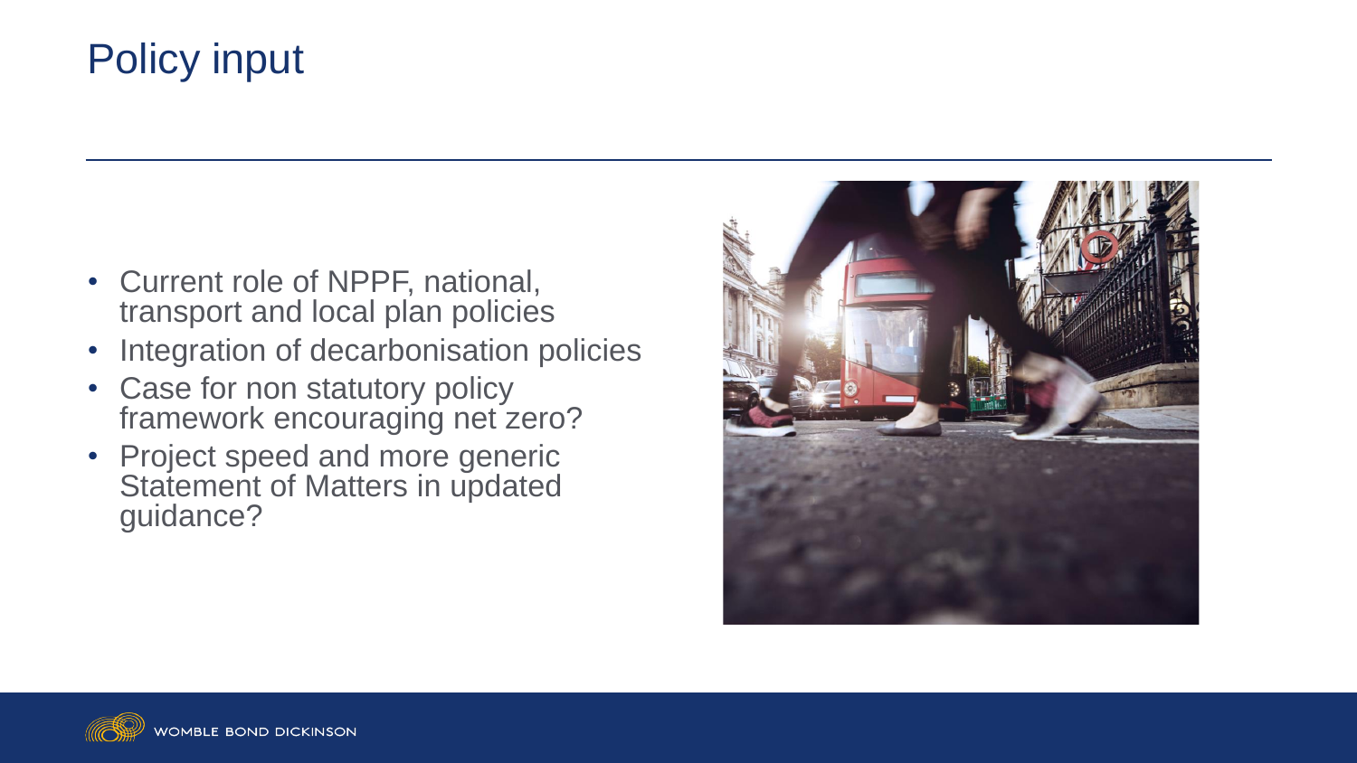# Policy input

- Current role of NPPF, national, transport and local plan policies
- Integration of decarbonisation policies
- Case for non statutory policy framework encouraging net zero?
- Project speed and more generic Statement of Matters in updated guidance?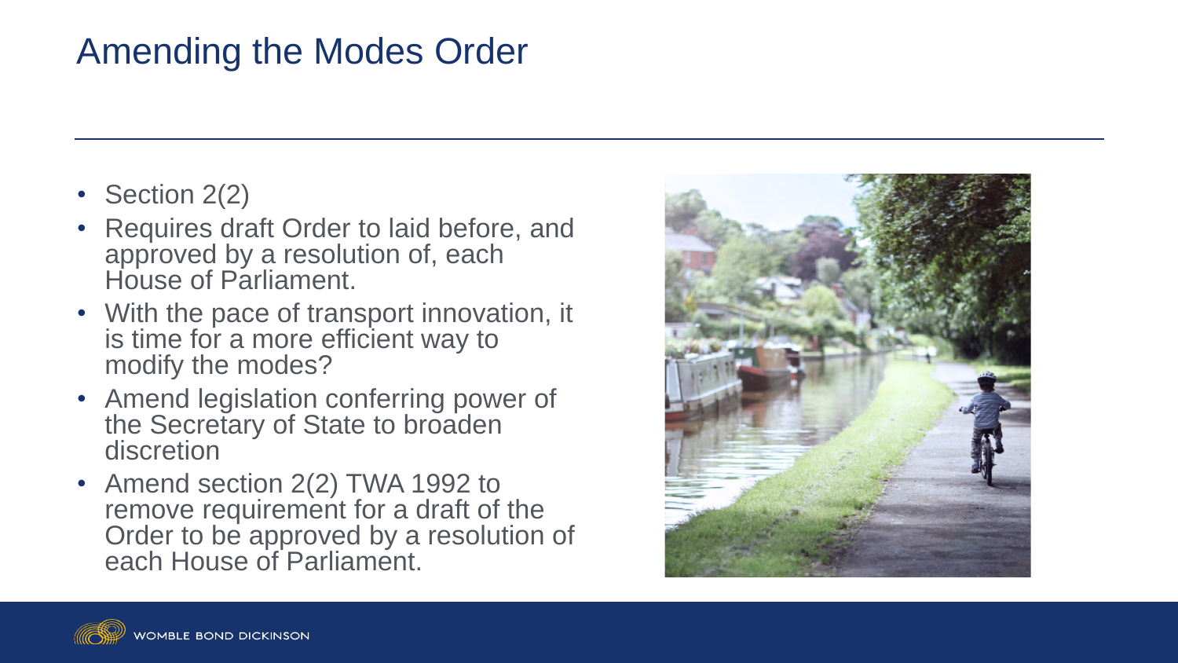# Amending the Modes Order

- Section 2(2)
- Requires draft Order to laid before, and approved by a resolution of, each House of Parliament.
- With the pace of transport innovation, it is time for a more efficient way to modify the modes?
- Amend legislation conferring power of the Secretary of State to broaden discretion
- Amend section 2(2) TWA 1992 to remove requirement for a draft of the Order to be approved by a resolution of each House of Parliament.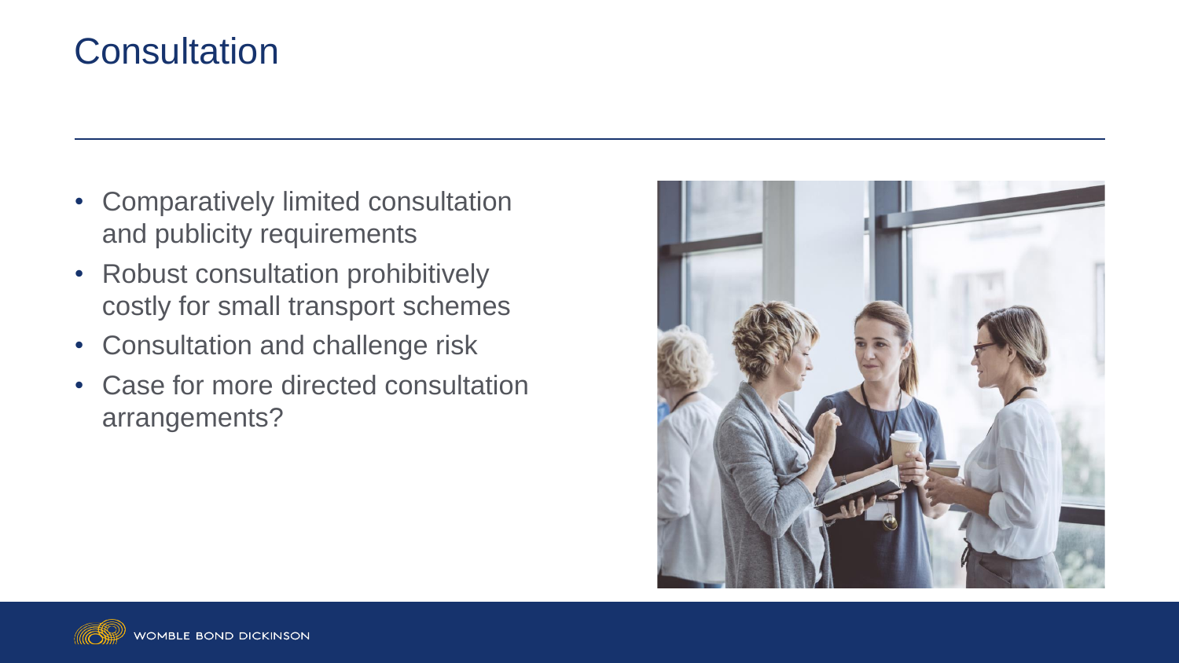# Consultation

- Comparatively limited consultation and publicity requirements
- Robust consultation prohibitively costly for small transport schemes
- Consultation and challenge risk
- Case for more directed consultation arrangements?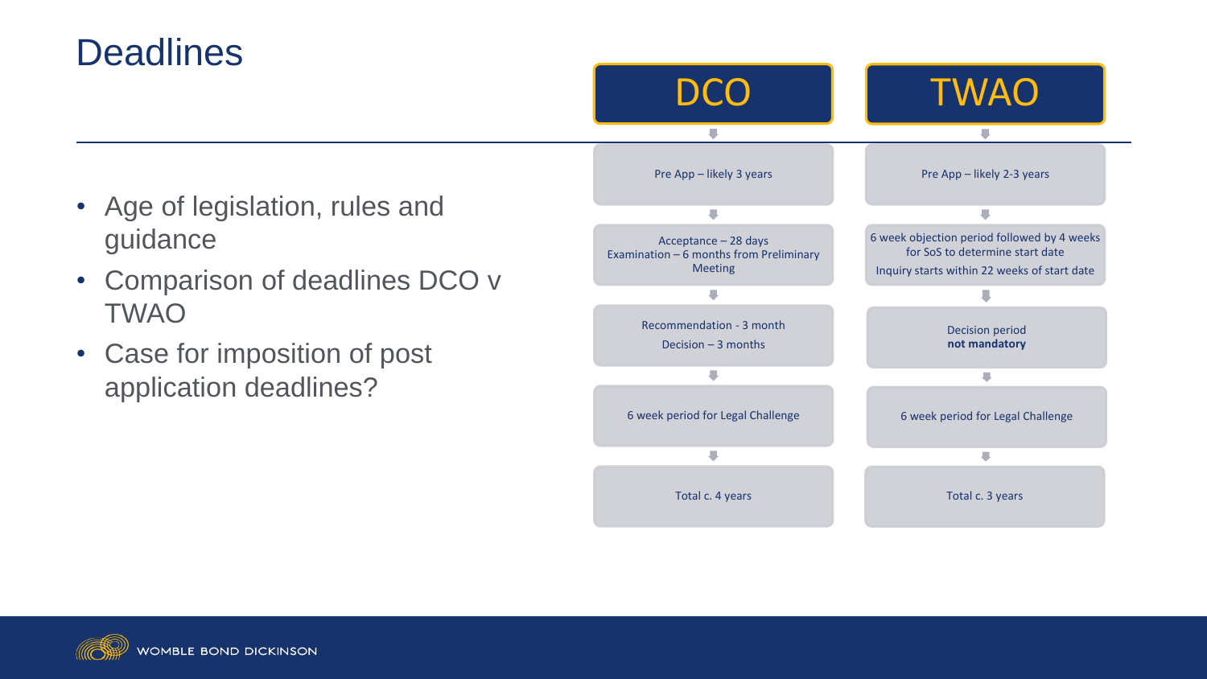# Deadlines

- Age of legislation, rules and guidance
- Comparison of deadlines DCO v TWAO
- Case for imposition of post application deadlines?

| DCO | TWAO |
| --- | --- |
| Pre App – likely 3 years | Pre App – likely 2-3 years |
| Acceptance – 28 days<br>Examination – 6 months from Preliminary Meeting | 6 week objection period followed by 4 weeks for SoS to determine start date<br>Inquiry starts within 22 weeks of start date |
| Recommendation - 3 month<br>Decision – 3 months | Decision period<br>**not mandatory** |
| 6 week period for Legal Challenge | 6 week period for Legal Challenge |
| Total c. 4 years | Total c. 3 years |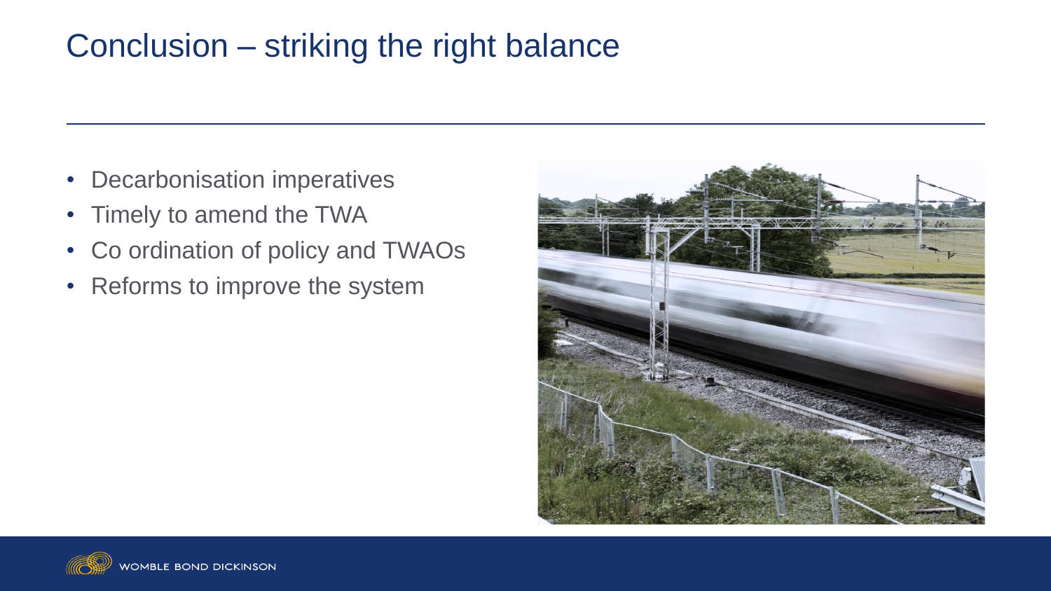# Conclusion – striking the right balance

- Decarbonisation imperatives
- Timely to amend the TWA
- Co ordination of policy and TWAOs
- Reforms to improve the system